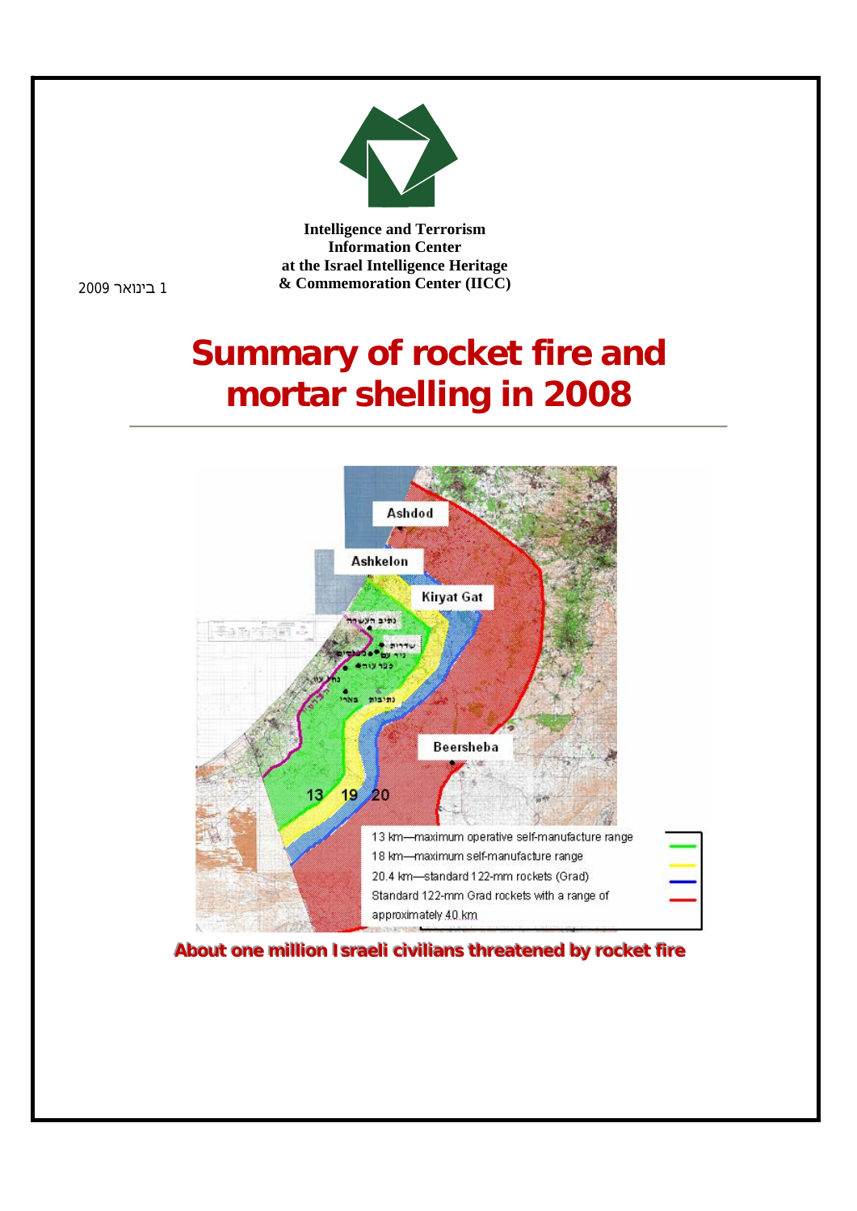Intelligence and Terrorism
Information Center
at the Israel Intelligence Heritage
& Commemoration Center (IICC)

1 בינואר 2009

# Summary of rocket fire and mortar shelling in 2008

Ashdod

Ashkelon

Kiryat Gat

Beersheba

13 19 20

13 km—maximum operative self-manufacture range

18 km—maximum self-manufacture range

20.4 km—standard 122-mm rockets (Grad)

Standard 122-mm Grad rockets with a range of approximately 40 km

**About one million Israeli civilians threatened by rocket fire**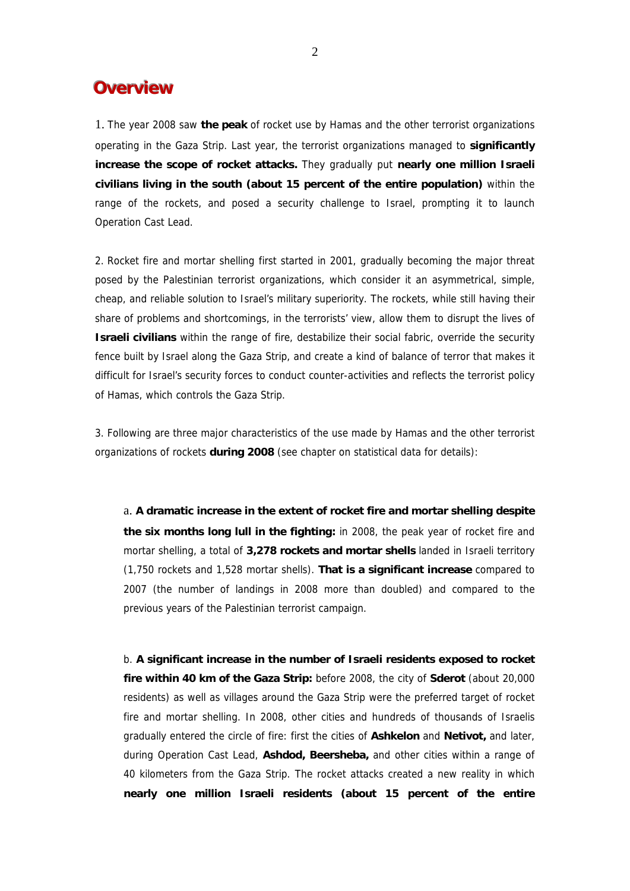# Overview

1. The year 2008 saw **the peak** of rocket use by Hamas and the other terrorist organizations operating in the Gaza Strip. Last year, the terrorist organizations managed to **significantly increase the scope of rocket attacks.** They gradually put **nearly one million Israeli civilians living in the south (about 15 percent of the entire population)** within the range of the rockets, and posed a security challenge to Israel, prompting it to launch Operation Cast Lead.

2. Rocket fire and mortar shelling first started in 2001, gradually becoming the major threat posed by the Palestinian terrorist organizations, which consider it an asymmetrical, simple, cheap, and reliable solution to Israel's military superiority. The rockets, while still having their share of problems and shortcomings, in the terrorists' view, allow them to disrupt the lives of **Israeli civilians** within the range of fire, destabilize their social fabric, override the security fence built by Israel along the Gaza Strip, and create a kind of balance of terror that makes it difficult for Israel's security forces to conduct counter-activities and reflects the terrorist policy of Hamas, which controls the Gaza Strip.

3. Following are three major characteristics of the use made by Hamas and the other terrorist organizations of rockets **during 2008** (see chapter on statistical data for details):

a. **A dramatic increase in the extent of rocket fire and mortar shelling despite the six months long lull in the fighting:** in 2008, the peak year of rocket fire and mortar shelling, a total of **3,278 rockets and mortar shells** landed in Israeli territory (1,750 rockets and 1,528 mortar shells). **That is a significant increase** compared to 2007 (the number of landings in 2008 more than doubled) and compared to the previous years of the Palestinian terrorist campaign.

b. **A significant increase in the number of Israeli residents exposed to rocket fire within 40 km of the Gaza Strip:** before 2008, the city of **Sderot** (about 20,000 residents) as well as villages around the Gaza Strip were the preferred target of rocket fire and mortar shelling. In 2008, other cities and hundreds of thousands of Israelis gradually entered the circle of fire: first the cities of **Ashkelon** and **Netivot,** and later, during Operation Cast Lead, **Ashdod, Beersheba,** and other cities within a range of 40 kilometers from the Gaza Strip. The rocket attacks created a new reality in which **nearly one million Israeli residents (about 15 percent of the entire**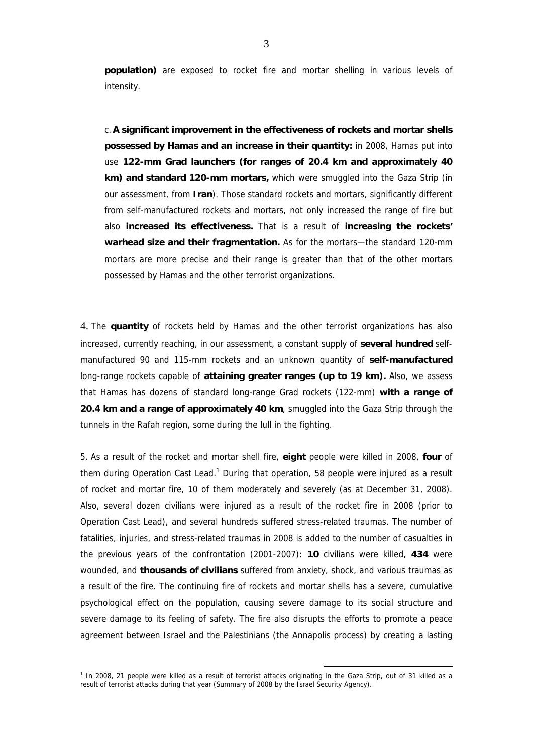**population)** are exposed to rocket fire and mortar shelling in various levels of intensity.

c. **A significant improvement in the effectiveness of rockets and mortar shells possessed by Hamas and an increase in their quantity:** in 2008, Hamas put into use **122-mm Grad launchers (for ranges of 20.4 km and approximately 40 km) and standard 120-mm mortars,** which were smuggled into the Gaza Strip (in our assessment, from **Iran**). Those standard rockets and mortars, significantly different from self-manufactured rockets and mortars, not only increased the range of fire but also **increased its effectiveness.** That is a result of **increasing the rockets' warhead size and their fragmentation.** As for the mortars—the standard 120-mm mortars are more precise and their range is greater than that of the other mortars possessed by Hamas and the other terrorist organizations.

4. The **quantity** of rockets held by Hamas and the other terrorist organizations has also increased, currently reaching, in our assessment, a constant supply of **several hundred** self-manufactured 90 and 115-mm rockets and an unknown quantity of **self-manufactured** long-range rockets capable of **attaining greater ranges (up to 19 km).** Also, we assess that Hamas has dozens of standard long-range Grad rockets (122-mm) **with a range of 20.4 km and a range of approximately 40 km**, smuggled into the Gaza Strip through the tunnels in the Rafah region, some during the lull in the fighting.

5. As a result of the rocket and mortar shell fire, **eight** people were killed in 2008, **four** of them during Operation Cast Lead.[1] During that operation, 58 people were injured as a result of rocket and mortar fire, 10 of them moderately and severely (as at December 31, 2008). Also, several dozen civilians were injured as a result of the rocket fire in 2008 (prior to Operation Cast Lead), and several hundreds suffered stress-related traumas. The number of fatalities, injuries, and stress-related traumas in 2008 is added to the number of casualties in the previous years of the confrontation (2001-2007): **10** civilians were killed, **434** were wounded, and **thousands of civilians** suffered from anxiety, shock, and various traumas as a result of the fire. The continuing fire of rockets and mortar shells has a severe, cumulative psychological effect on the population, causing severe damage to its social structure and severe damage to its feeling of safety. The fire also disrupts the efforts to promote a peace agreement between Israel and the Palestinians (the Annapolis process) by creating a lasting

[1] In 2008, 21 people were killed as a result of terrorist attacks originating in the Gaza Strip, out of 31 killed as a result of terrorist attacks during that year (Summary of 2008 by the Israel Security Agency).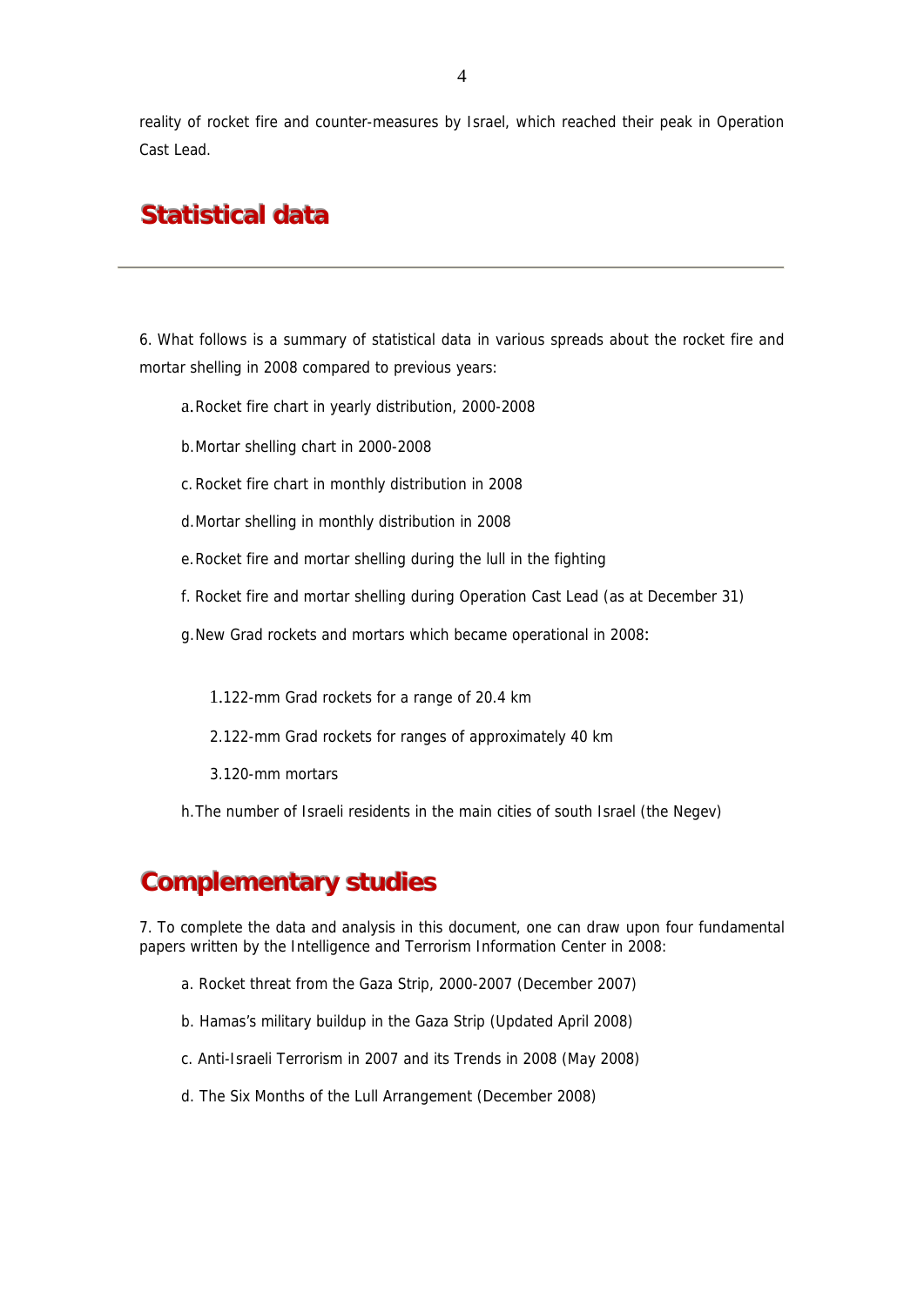reality of rocket fire and counter-measures by Israel, which reached their peak in Operation Cast Lead.

## Statistical data

6. What follows is a summary of statistical data in various spreads about the rocket fire and mortar shelling in 2008 compared to previous years:

a. Rocket fire chart in yearly distribution, 2000-2008

b. Mortar shelling chart in 2000-2008

c. Rocket fire chart in monthly distribution in 2008

d. Mortar shelling in monthly distribution in 2008

e. Rocket fire and mortar shelling during the lull in the fighting

f. Rocket fire and mortar shelling during Operation Cast Lead (as at December 31)

g. New Grad rockets and mortars which became operational in 2008:

1. 122-mm Grad rockets for a range of 20.4 km
2. 122-mm Grad rockets for ranges of approximately 40 km
3. 120-mm mortars

h. The number of Israeli residents in the main cities of south Israel (the Negev)

## Complementary studies

7. To complete the data and analysis in this document, one can draw upon four fundamental papers written by the Intelligence and Terrorism Information Center in 2008:

a. Rocket threat from the Gaza Strip, 2000-2007 (December 2007)

b. Hamas's military buildup in the Gaza Strip (Updated April 2008)

c. Anti-Israeli Terrorism in 2007 and its Trends in 2008 (May 2008)

d. The Six Months of the Lull Arrangement (December 2008)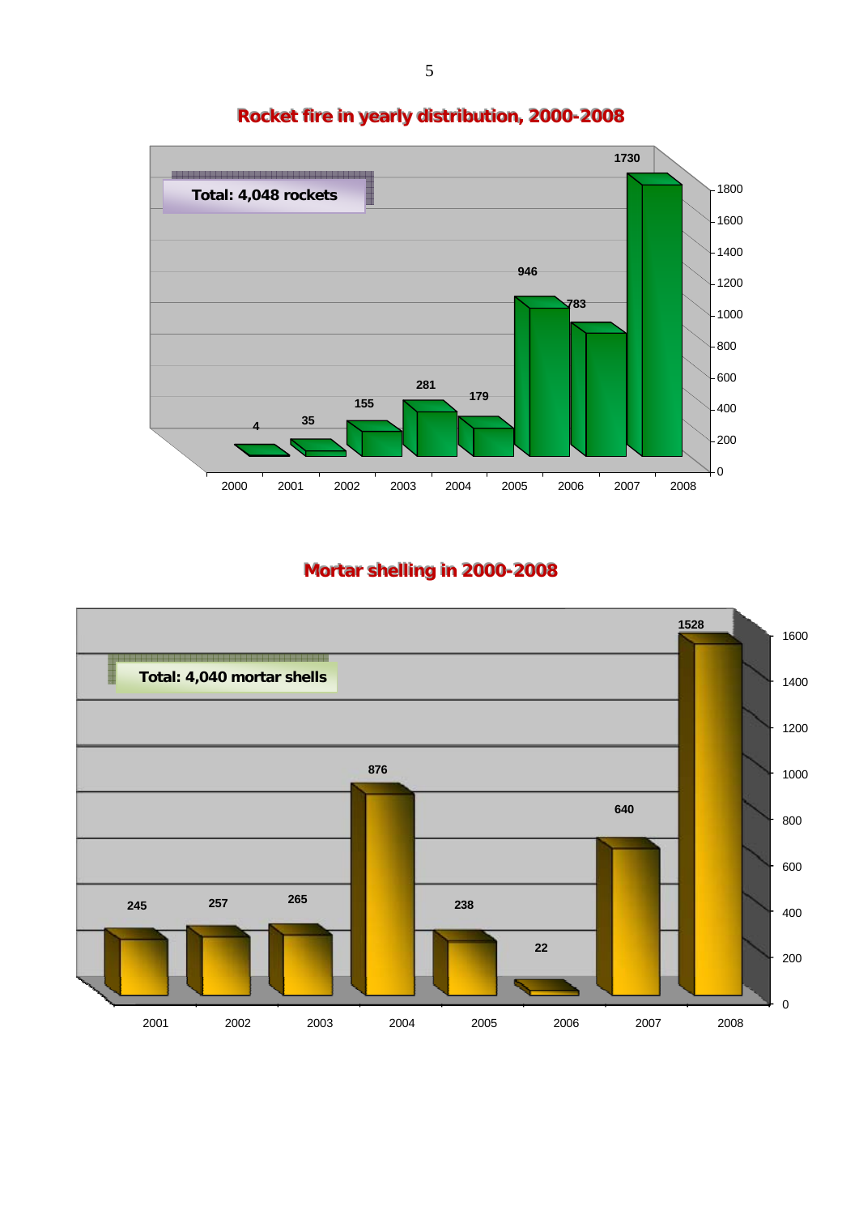## Rocket fire in yearly distribution, 2000-2008

Total: 4,048 rockets

4
35
155
281
179
946
783
1730

0
200
400
600
800
1000
1200
1400
1600
1800

2000
2001
2002
2003
2004
2005
2006
2007
2008

## Mortar shelling in 2000-2008

Total: 4,040 mortar shells

245
257
265
876
238
22
640
1528

0
200
400
600
800
1000
1200
1400
1600

2001
2002
2003
2004
2005
2006
2007
2008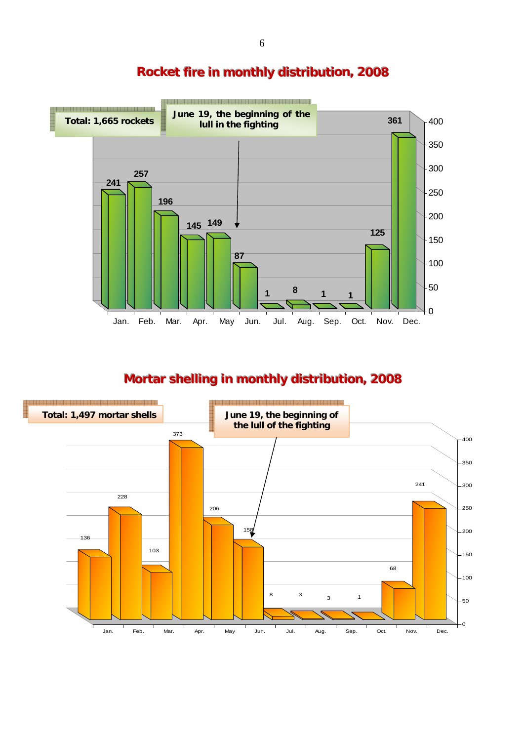## Rocket fire in monthly distribution, 2008

Total: 1,665 rockets

June 19, the beginning of the lull in the fighting

241
257
196
145
149
87
1
8
1
1
125
361

Jan. Feb. Mar. Apr. May Jun. Jul. Aug. Sep. Oct. Nov. Dec.

0 50 100 150 200 250 300 350 400

## Mortar shelling in monthly distribution, 2008

Total: 1,497 mortar shells

June 19, the beginning of the lull of the fighting

136
228
103
373
206
158
8
3
3
1
68
241

Jan. Feb. Mar. Apr. May Jun. Jul. Aug. Sep. Oct. Nov. Dec.

0 50 100 150 200 250 300 350 400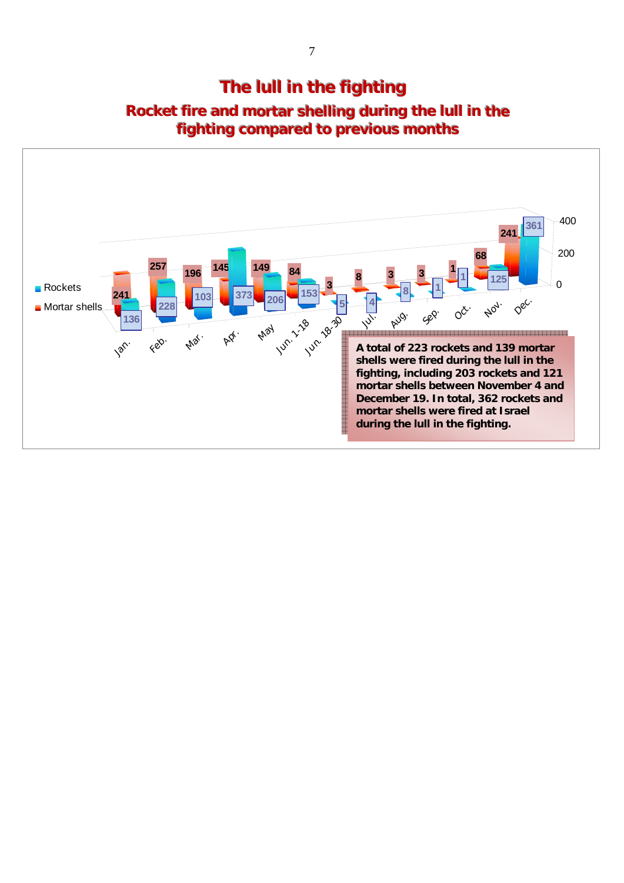# The lull in the fighting

## Rocket fire and mortar shelling during the lull in the fighting compared to previous months

Rockets
Mortar shells

400
200
0

241
136
257
228
196
103
145
373
149
206
84
153
3
5
8
4
3
8
3
1
1
1
68
125
241
361

Jan.
Feb.
Mar.
Apr.
May
Jun. 1-18
Jun. 18-30
Jul.
Aug.
Sep.
Oct.
Nov.
Dec.

**A total of 223 rockets and 139 mortar shells were fired during the lull in the fighting, including 203 rockets and 121 mortar shells between November 4 and December 19. In total, 362 rockets and mortar shells were fired at Israel during the lull in the fighting.**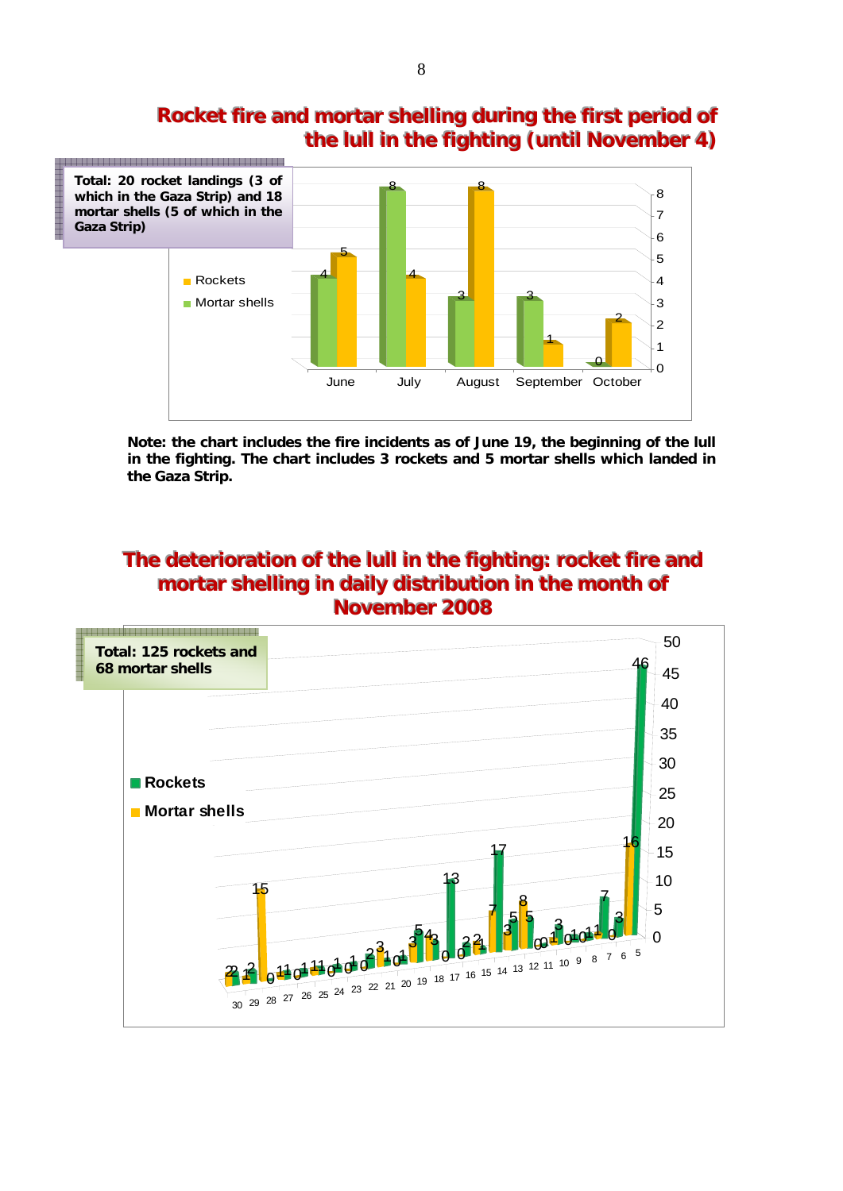## Rocket fire and mortar shelling during the first period of the lull in the fighting (until November 4)

Total: 20 rocket landings (3 of which in the Gaza Strip) and 18 mortar shells (5 of which in the Gaza Strip)

Rockets
Mortar shells

June July August September October

**Note: the chart includes the fire incidents as of June 19, the beginning of the lull in the fighting. The chart includes 3 rockets and 5 mortar shells which landed in the Gaza Strip.**

## The deterioration of the lull in the fighting: rocket fire and mortar shelling in daily distribution in the month of November 2008

Total: 125 rockets and 68 mortar shells

Rockets
Mortar shells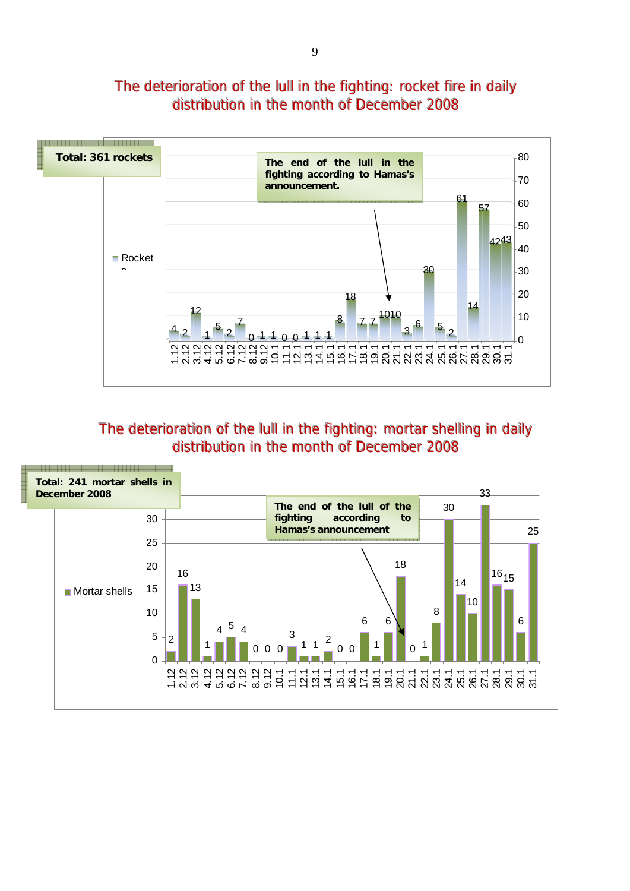## The deterioration of the lull in the fighting: rocket fire in daily distribution in the month of December 2008

**Total: 361 rockets**

The end of the lull in the fighting according to Hamas's announcement.

Rocket

4 2 12 1 5 2 7 0 1 1 0 0 1 1 1 8 18 7 7 10 10 3 6 30 5 2 61 14 57 42 43

1.12 2.12 3.12 4.12 5.12 6.12 7.12 8.12 9.12 10.1 11.1 12.1 13.1 14.1 15.1 16.1 17.1 18.1 19.1 20.1 21.1 22.1 23.1 24.1 25.1 26.1 27.1 28.1 29.1 30.1 31.1

0 10 20 30 40 50 60 70 80

## The deterioration of the lull in the fighting: mortar shelling in daily distribution in the month of December 2008

**Total: 241 mortar shells in December 2008**

The end of the lull of the fighting according to Hamas's announcement

Mortar shells

2 16 13 1 4 5 4 0 0 0 3 1 1 2 0 0 6 1 6 18 0 1 8 30 14 10 33 16 15 6 25

1.12 2.12 3.12 4.12 5.12 6.12 7.12 8.12 9.12 10.1 11.1 12.1 13.1 14.1 15.1 16.1 17.1 18.1 19.1 20.1 21.1 22.1 23.1 24.1 25.1 26.1 27.1 28.1 29.1 30.1 31.1

0 5 10 15 20 25 30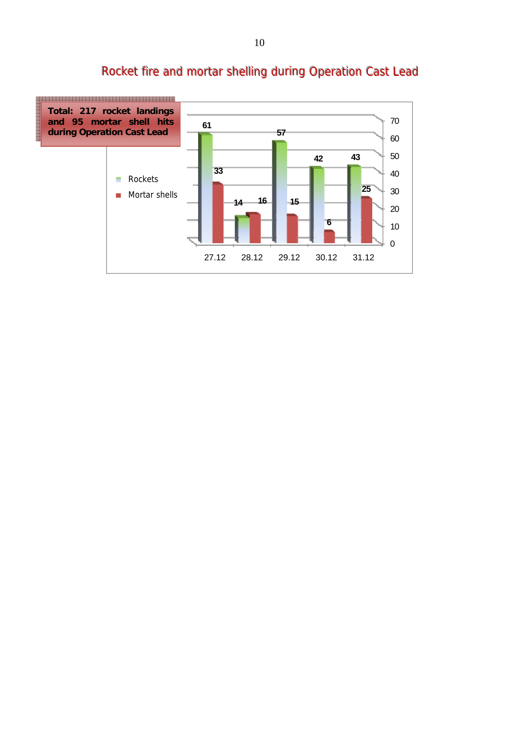# Rocket fire and mortar shelling during Operation Cast Lead

**Total: 217 rocket landings and 95 mortar shell hits during Operation Cast Lead**

Rockets
Mortar shells

61
33
14
16
57
15
42
6
43
25

70
60
50
40
30
20
10
0

27.12
28.12
29.12
30.12
31.12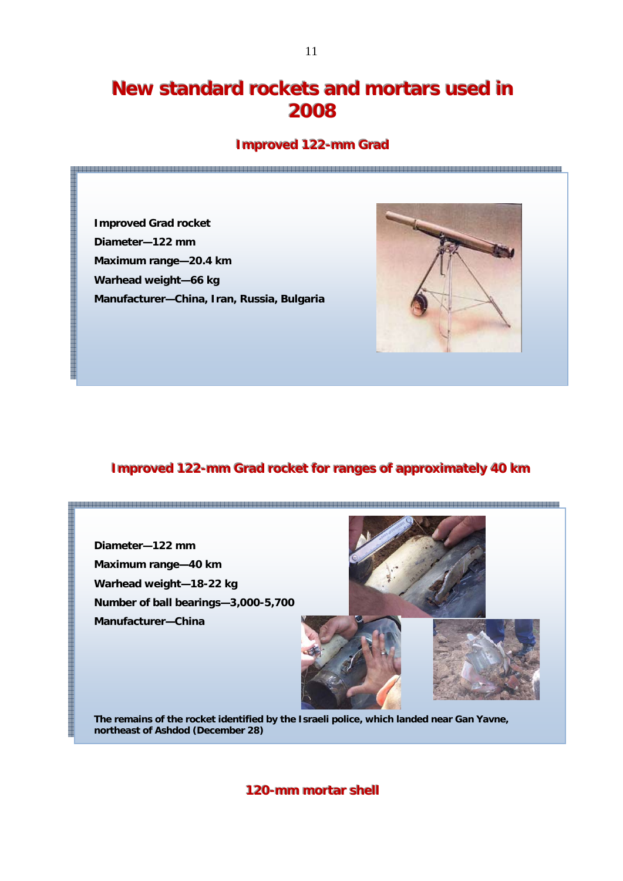# New standard rockets and mortars used in 2008

## Improved 122-mm Grad

**Improved Grad rocket**

**Diameter—122 mm**

**Maximum range—20.4 km**

**Warhead weight—66 kg**

**Manufacturer—China, Iran, Russia, Bulgaria**

## Improved 122-mm Grad rocket for ranges of approximately 40 km

**Diameter—122 mm**

**Maximum range—40 km**

**Warhead weight—18-22 kg**

**Number of ball bearings—3,000-5,700**

**Manufacturer—China**

**The remains of the rocket identified by the Israeli police, which landed near Gan Yavne, northeast of Ashdod (December 28)**

## 120-mm mortar shell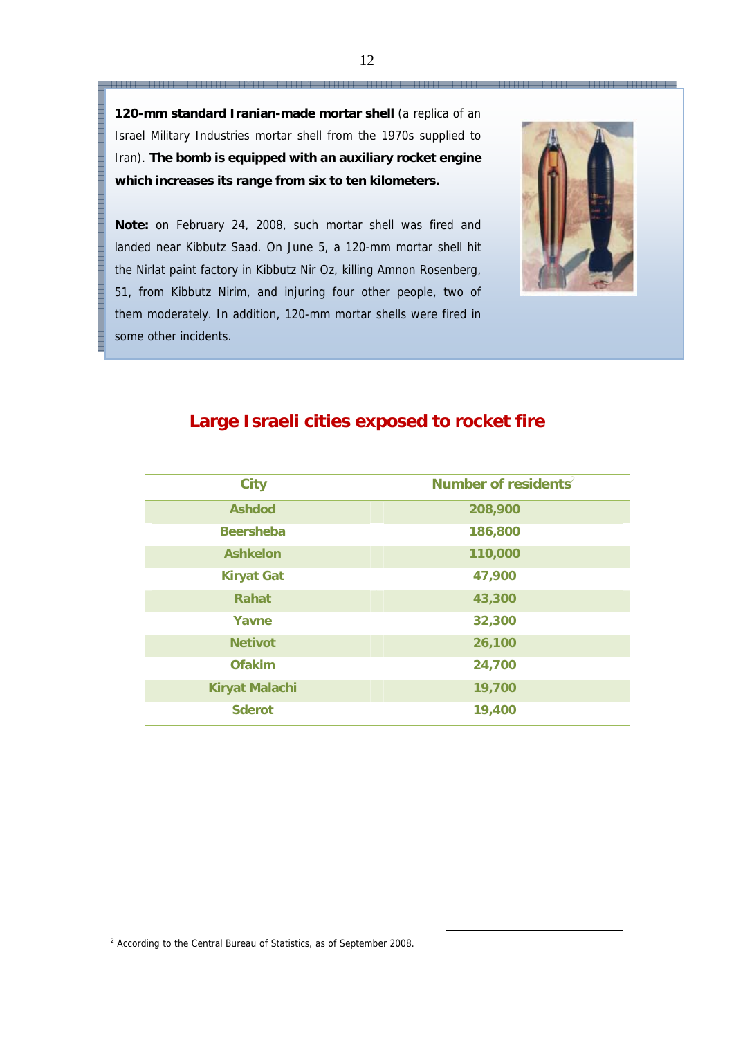**120-mm standard Iranian-made mortar shell** (a replica of an Israel Military Industries mortar shell from the 1970s supplied to Iran). **The bomb is equipped with an auxiliary rocket engine which increases its range from six to ten kilometers.**

**Note:** on February 24, 2008, such mortar shell was fired and landed near Kibbutz Saad. On June 5, a 120-mm mortar shell hit the Nirlat paint factory in Kibbutz Nir Oz, killing Amnon Rosenberg, 51, from Kibbutz Nirim, and injuring four other people, two of them moderately. In addition, 120-mm mortar shells were fired in some other incidents.

## Large Israeli cities exposed to rocket fire

| City | Number of residents[2] |
|---|---|
| Ashdod | 208,900 |
| Beersheba | 186,800 |
| Ashkelon | 110,000 |
| Kiryat Gat | 47,900 |
| Rahat | 43,300 |
| Yavne | 32,300 |
| Netivot | 26,100 |
| Ofakim | 24,700 |
| Kiryat Malachi | 19,700 |
| Sderot | 19,400 |

[2] According to the Central Bureau of Statistics, as of September 2008.